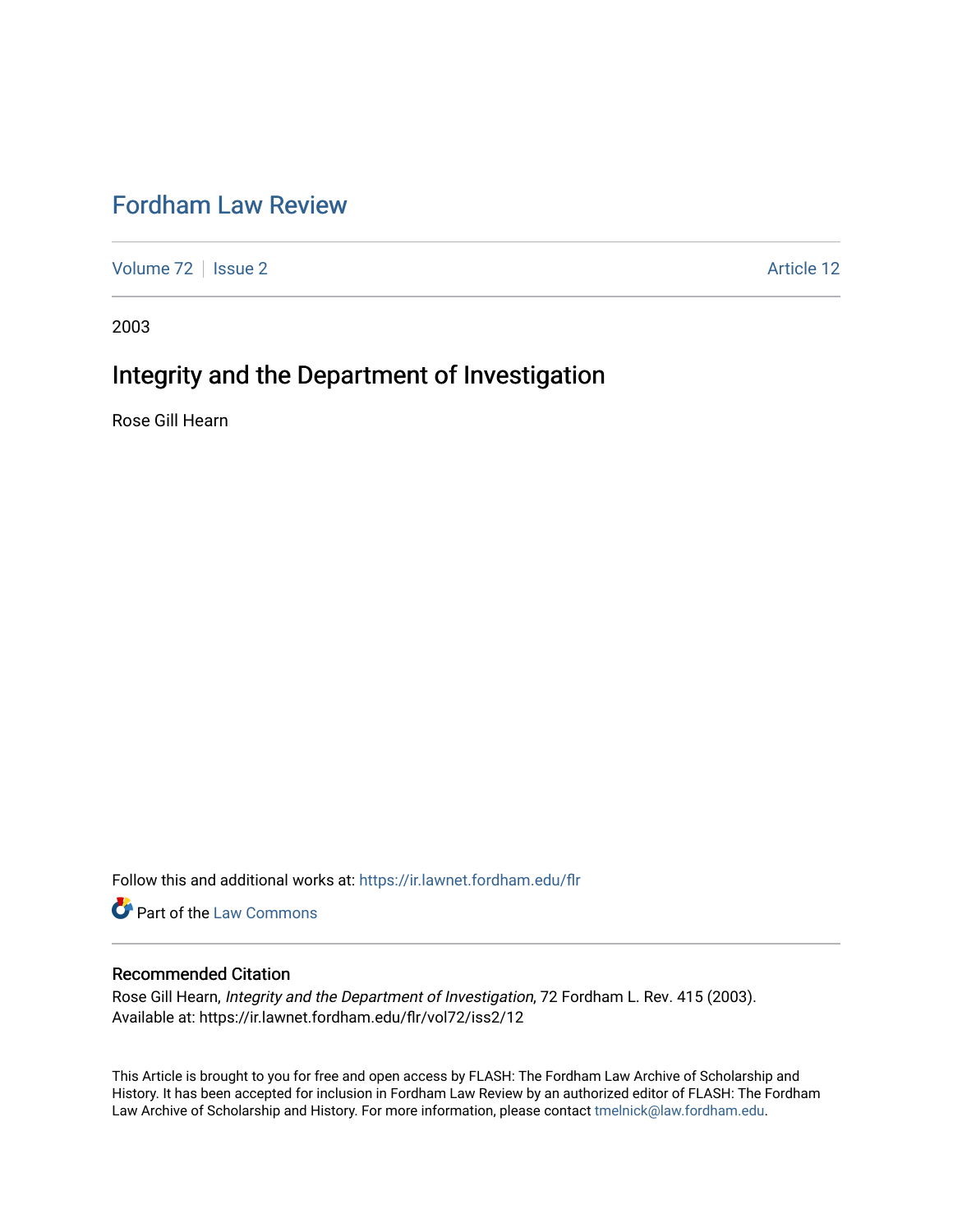# Fordham Law Review

Volume 72 | Issue 2 | Article 12

2003

## Integrity and the Department of Investigation

Rose Gill Hearn

Follow this and additional works at: https://ir.lawnet.fordham.edu/flr

Part of the Law Commons

### Recommended Citation

Rose Gill Hearn, *Integrity and the Department of Investigation*, 72 Fordham L. Rev. 415 (2003).
Available at: https://ir.lawnet.fordham.edu/flr/vol72/iss2/12

This Article is brought to you for free and open access by FLASH: The Fordham Law Archive of Scholarship and History. It has been accepted for inclusion in Fordham Law Review by an authorized editor of FLASH: The Fordham Law Archive of Scholarship and History. For more information, please contact tmelnick@law.fordham.edu.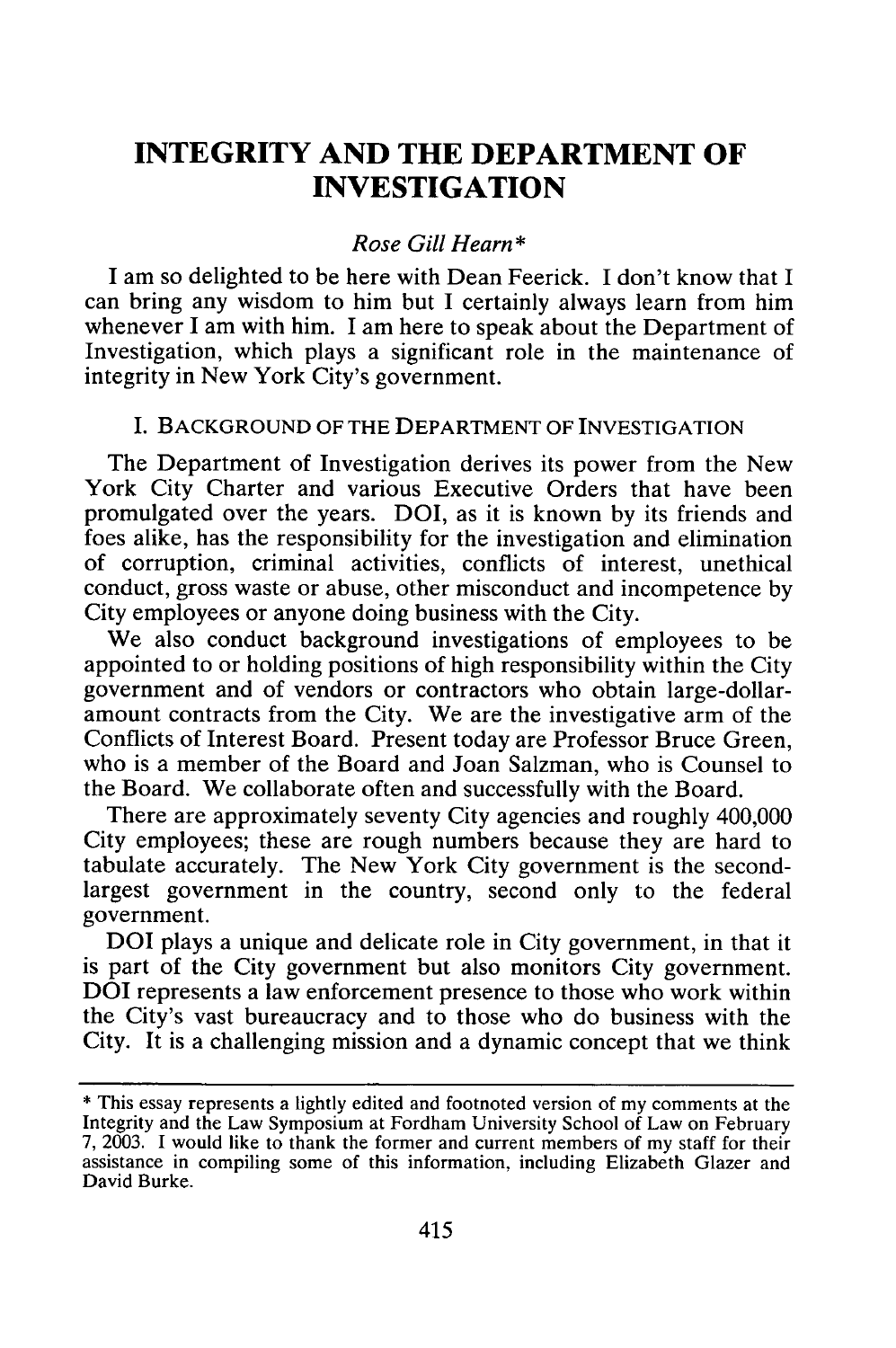# INTEGRITY AND THE DEPARTMENT OF INVESTIGATION

*Rose Gill Hearn**

I am so delighted to be here with Dean Feerick. I don't know that I can bring any wisdom to him but I certainly always learn from him whenever I am with him. I am here to speak about the Department of Investigation, which plays a significant role in the maintenance of integrity in New York City's government.

## I. BACKGROUND OF THE DEPARTMENT OF INVESTIGATION

The Department of Investigation derives its power from the New York City Charter and various Executive Orders that have been promulgated over the years. DOI, as it is known by its friends and foes alike, has the responsibility for the investigation and elimination of corruption, criminal activities, conflicts of interest, unethical conduct, gross waste or abuse, other misconduct and incompetence by City employees or anyone doing business with the City.

We also conduct background investigations of employees to be appointed to or holding positions of high responsibility within the City government and of vendors or contractors who obtain large-dollar-amount contracts from the City. We are the investigative arm of the Conflicts of Interest Board. Present today are Professor Bruce Green, who is a member of the Board and Joan Salzman, who is Counsel to the Board. We collaborate often and successfully with the Board.

There are approximately seventy City agencies and roughly 400,000 City employees; these are rough numbers because they are hard to tabulate accurately. The New York City government is the second-largest government in the country, second only to the federal government.

DOI plays a unique and delicate role in City government, in that it is part of the City government but also monitors City government. DOI represents a law enforcement presence to those who work within the City's vast bureaucracy and to those who do business with the City. It is a challenging mission and a dynamic concept that we think

---

* This essay represents a lightly edited and footnoted version of my comments at the Integrity and the Law Symposium at Fordham University School of Law on February 7, 2003. I would like to thank the former and current members of my staff for their assistance in compiling some of this information, including Elizabeth Glazer and David Burke.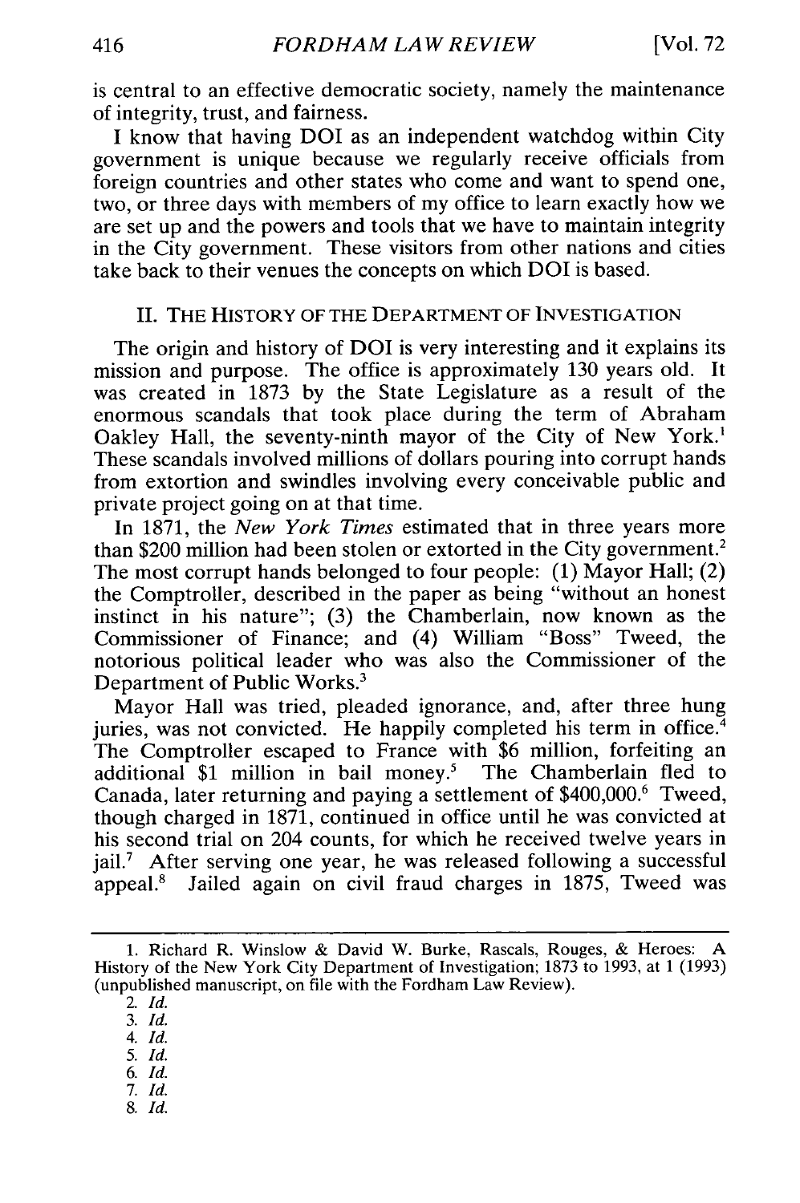is central to an effective democratic society, namely the maintenance of integrity, trust, and fairness.

I know that having DOI as an independent watchdog within City government is unique because we regularly receive officials from foreign countries and other states who come and want to spend one, two, or three days with members of my office to learn exactly how we are set up and the powers and tools that we have to maintain integrity in the City government. These visitors from other nations and cities take back to their venues the concepts on which DOI is based.

## II. THE HISTORY OF THE DEPARTMENT OF INVESTIGATION

The origin and history of DOI is very interesting and it explains its mission and purpose. The office is approximately 130 years old. It was created in 1873 by the State Legislature as a result of the enormous scandals that took place during the term of Abraham Oakley Hall, the seventy-ninth mayor of the City of New York.[1] These scandals involved millions of dollars pouring into corrupt hands from extortion and swindles involving every conceivable public and private project going on at that time.

In 1871, the *New York Times* estimated that in three years more than $200 million had been stolen or extorted in the City government.[2] The most corrupt hands belonged to four people: (1) Mayor Hall; (2) the Comptroller, described in the paper as being "without an honest instinct in his nature"; (3) the Chamberlain, now known as the Commissioner of Finance; and (4) William "Boss" Tweed, the notorious political leader who was also the Commissioner of the Department of Public Works.[3]

Mayor Hall was tried, pleaded ignorance, and, after three hung juries, was not convicted. He happily completed his term in office.[4] The Comptroller escaped to France with $6 million, forfeiting an additional $1 million in bail money.[5] The Chamberlain fled to Canada, later returning and paying a settlement of $400,000.[6] Tweed, though charged in 1871, continued in office until he was convicted at his second trial on 204 counts, for which he received twelve years in jail.[7] After serving one year, he was released following a successful appeal.[8] Jailed again on civil fraud charges in 1875, Tweed was

---

1. Richard R. Winslow & David W. Burke, Rascals, Rouges, & Heroes: A History of the New York City Department of Investigation; 1873 to 1993, at 1 (1993) (unpublished manuscript, on file with the Fordham Law Review).
2. *Id.*
3. *Id.*
4. *Id.*
5. *Id.*
6. *Id.*
7. *Id.*
8. *Id.*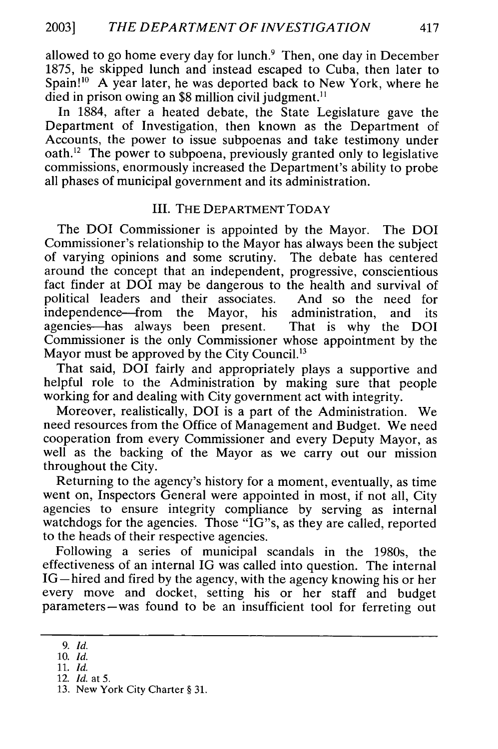allowed to go home every day for lunch.[9] Then, one day in December 1875, he skipped lunch and instead escaped to Cuba, then later to Spain![10] A year later, he was deported back to New York, where he died in prison owing an $8 million civil judgment.[11]

In 1884, after a heated debate, the State Legislature gave the Department of Investigation, then known as the Department of Accounts, the power to issue subpoenas and take testimony under oath.[12] The power to subpoena, previously granted only to legislative commissions, enormously increased the Department's ability to probe all phases of municipal government and its administration.

## III. THE DEPARTMENT TODAY

The DOI Commissioner is appointed by the Mayor. The DOI Commissioner's relationship to the Mayor has always been the subject of varying opinions and some scrutiny. The debate has centered around the concept that an independent, progressive, conscientious fact finder at DOI may be dangerous to the health and survival of political leaders and their associates. And so the need for independence—from the Mayor, his administration, and its agencies—has always been present. That is why the DOI Commissioner is the only Commissioner whose appointment by the Mayor must be approved by the City Council.[13]

That said, DOI fairly and appropriately plays a supportive and helpful role to the Administration by making sure that people working for and dealing with City government act with integrity.

Moreover, realistically, DOI is a part of the Administration. We need resources from the Office of Management and Budget. We need cooperation from every Commissioner and every Deputy Mayor, as well as the backing of the Mayor as we carry out our mission throughout the City.

Returning to the agency's history for a moment, eventually, as time went on, Inspectors General were appointed in most, if not all, City agencies to ensure integrity compliance by serving as internal watchdogs for the agencies. Those "IG"s, as they are called, reported to the heads of their respective agencies.

Following a series of municipal scandals in the 1980s, the effectiveness of an internal IG was called into question. The internal IG—hired and fired by the agency, with the agency knowing his or her every move and docket, setting his or her staff and budget parameters—was found to be an insufficient tool for ferreting out

---

9. *Id.*
10. *Id.*
11. *Id.*
12. *Id.* at 5.
13. New York City Charter § 31.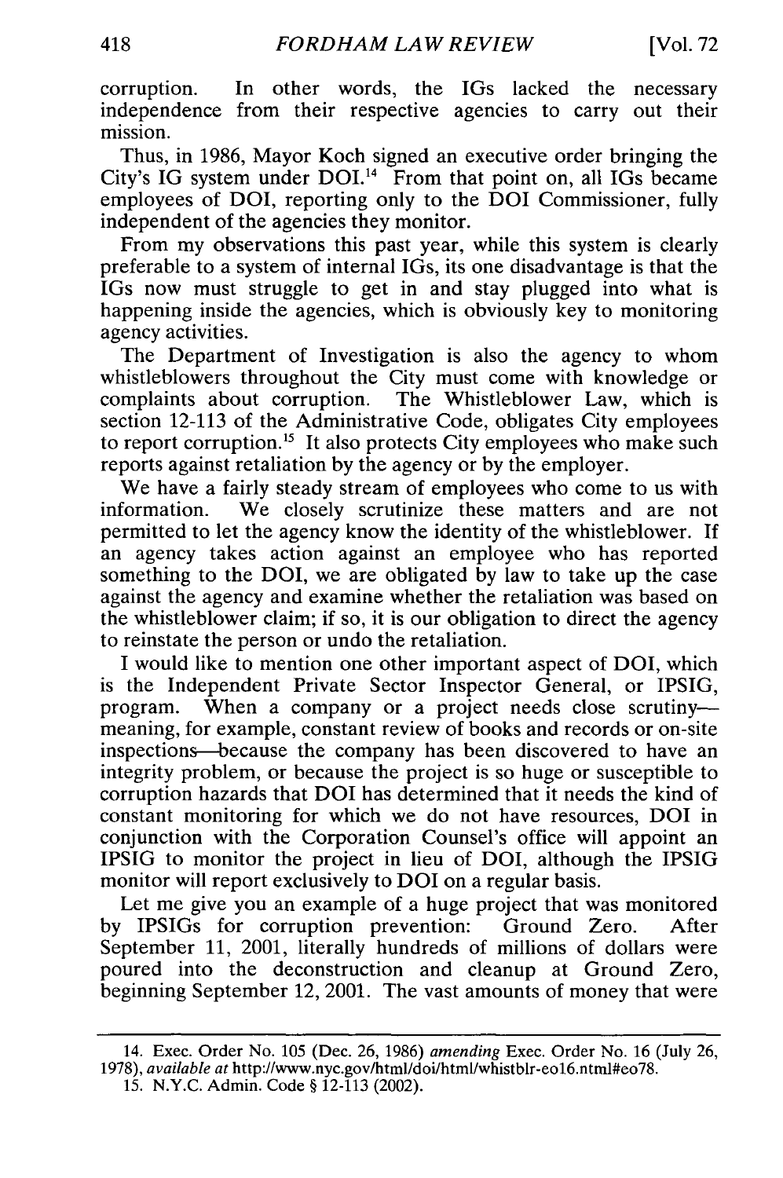corruption. In other words, the IGs lacked the necessary independence from their respective agencies to carry out their mission.

Thus, in 1986, Mayor Koch signed an executive order bringing the City's IG system under DOI.[14] From that point on, all IGs became employees of DOI, reporting only to the DOI Commissioner, fully independent of the agencies they monitor.

From my observations this past year, while this system is clearly preferable to a system of internal IGs, its one disadvantage is that the IGs now must struggle to get in and stay plugged into what is happening inside the agencies, which is obviously key to monitoring agency activities.

The Department of Investigation is also the agency to whom whistleblowers throughout the City must come with knowledge or complaints about corruption. The Whistleblower Law, which is section 12-113 of the Administrative Code, obligates City employees to report corruption.[15] It also protects City employees who make such reports against retaliation by the agency or by the employer.

We have a fairly steady stream of employees who come to us with information. We closely scrutinize these matters and are not permitted to let the agency know the identity of the whistleblower. If an agency takes action against an employee who has reported something to the DOI, we are obligated by law to take up the case against the agency and examine whether the retaliation was based on the whistleblower claim; if so, it is our obligation to direct the agency to reinstate the person or undo the retaliation.

I would like to mention one other important aspect of DOI, which is the Independent Private Sector Inspector General, or IPSIG, program. When a company or a project needs close scrutiny—meaning, for example, constant review of books and records or on-site inspections—because the company has been discovered to have an integrity problem, or because the project is so huge or susceptible to corruption hazards that DOI has determined that it needs the kind of constant monitoring for which we do not have resources, DOI in conjunction with the Corporation Counsel's office will appoint an IPSIG to monitor the project in lieu of DOI, although the IPSIG monitor will report exclusively to DOI on a regular basis.

Let me give you an example of a huge project that was monitored by IPSIGs for corruption prevention: Ground Zero. After September 11, 2001, literally hundreds of millions of dollars were poured into the deconstruction and cleanup at Ground Zero, beginning September 12, 2001. The vast amounts of money that were

---

14. Exec. Order No. 105 (Dec. 26, 1986) *amending* Exec. Order No. 16 (July 26, 1978), *available at* http://www.nyc.gov/html/doi/html/whistblr-eo16.ntml#eo78.

15. N.Y.C. Admin. Code § 12-113 (2002).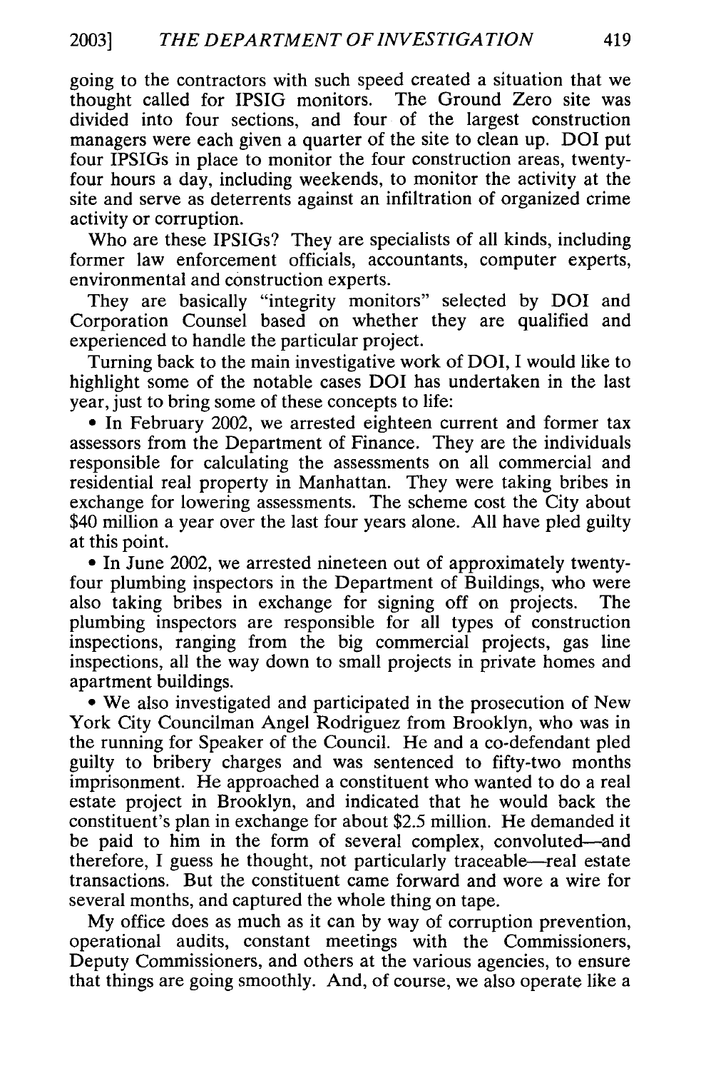going to the contractors with such speed created a situation that we thought called for IPSIG monitors. The Ground Zero site was divided into four sections, and four of the largest construction managers were each given a quarter of the site to clean up. DOI put four IPSIGs in place to monitor the four construction areas, twenty-four hours a day, including weekends, to monitor the activity at the site and serve as deterrents against an infiltration of organized crime activity or corruption.

Who are these IPSIGs? They are specialists of all kinds, including former law enforcement officials, accountants, computer experts, environmental and construction experts.

They are basically "integrity monitors" selected by DOI and Corporation Counsel based on whether they are qualified and experienced to handle the particular project.

Turning back to the main investigative work of DOI, I would like to highlight some of the notable cases DOI has undertaken in the last year, just to bring some of these concepts to life:

- In February 2002, we arrested eighteen current and former tax assessors from the Department of Finance. They are the individuals responsible for calculating the assessments on all commercial and residential real property in Manhattan. They were taking bribes in exchange for lowering assessments. The scheme cost the City about $40 million a year over the last four years alone. All have pled guilty at this point.
- In June 2002, we arrested nineteen out of approximately twenty-four plumbing inspectors in the Department of Buildings, who were also taking bribes in exchange for signing off on projects. The plumbing inspectors are responsible for all types of construction inspections, ranging from the big commercial projects, gas line inspections, all the way down to small projects in private homes and apartment buildings.
- We also investigated and participated in the prosecution of New York City Councilman Angel Rodriguez from Brooklyn, who was in the running for Speaker of the Council. He and a co-defendant pled guilty to bribery charges and was sentenced to fifty-two months imprisonment. He approached a constituent who wanted to do a real estate project in Brooklyn, and indicated that he would back the constituent's plan in exchange for about $2.5 million. He demanded it be paid to him in the form of several complex, convoluted—and therefore, I guess he thought, not particularly traceable—real estate transactions. But the constituent came forward and wore a wire for several months, and captured the whole thing on tape.

My office does as much as it can by way of corruption prevention, operational audits, constant meetings with the Commissioners, Deputy Commissioners, and others at the various agencies, to ensure that things are going smoothly. And, of course, we also operate like a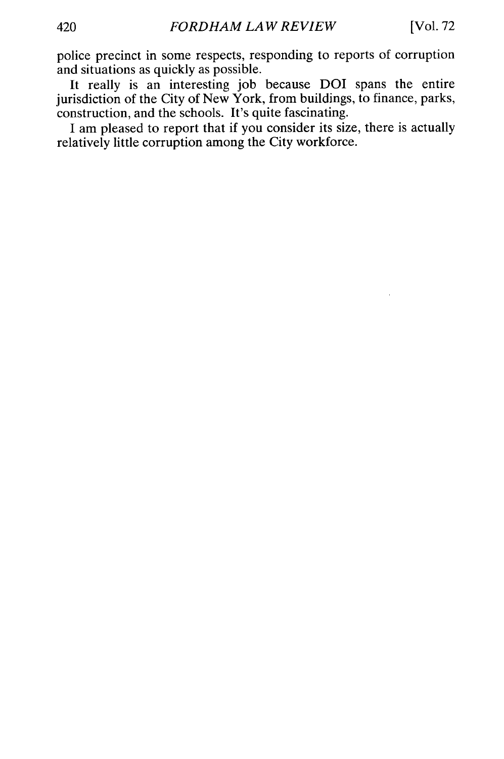police precinct in some respects, responding to reports of corruption and situations as quickly as possible.

It really is an interesting job because DOI spans the entire jurisdiction of the City of New York, from buildings, to finance, parks, construction, and the schools. It's quite fascinating.

I am pleased to report that if you consider its size, there is actually relatively little corruption among the City workforce.